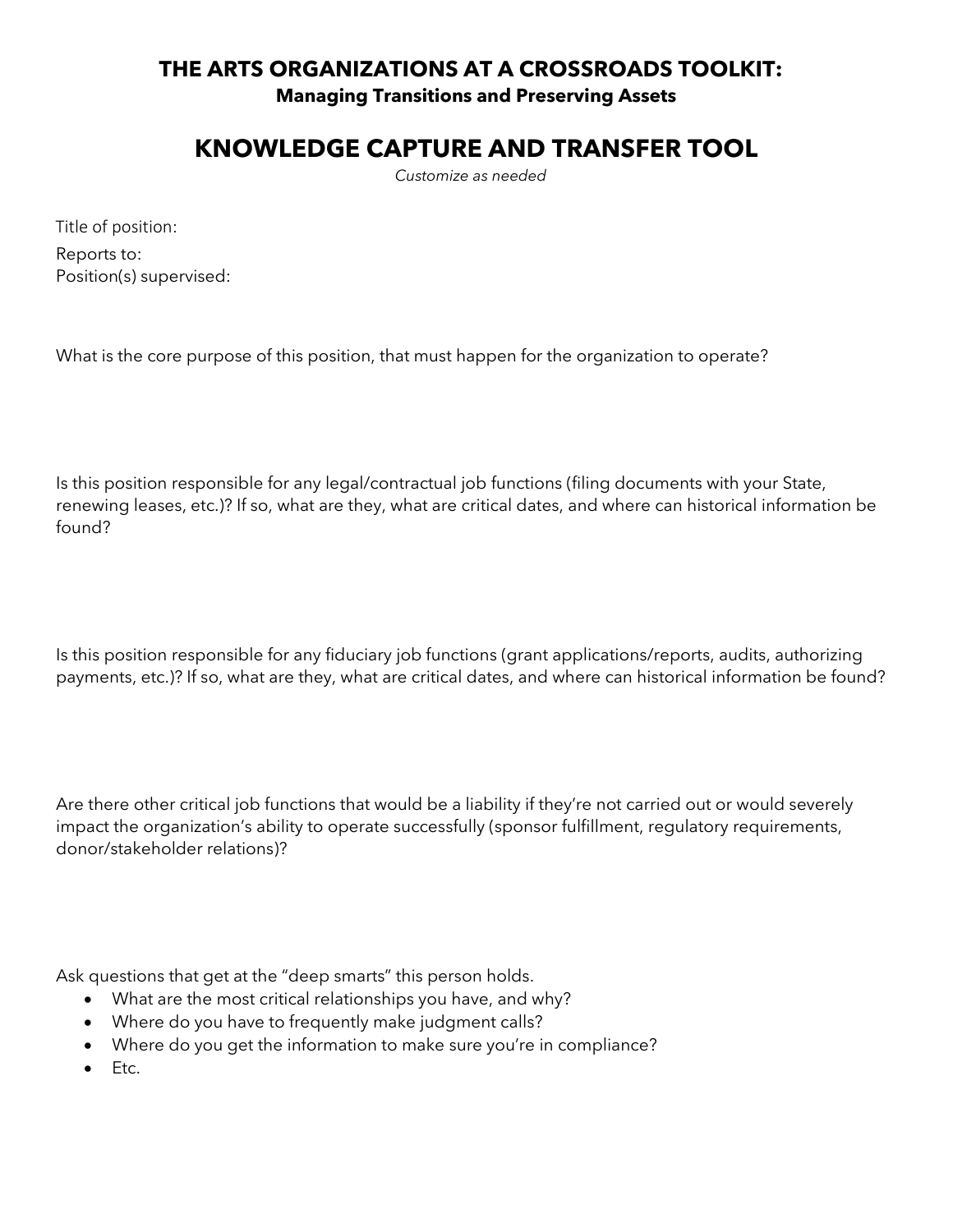# THE ARTS ORGANIZATIONS AT A CROSSROADS TOOLKIT:

**Managing Transitions and Preserving Assets**

## KNOWLEDGE CAPTURE AND TRANSFER TOOL

*Customize as needed*

Title of position:

Reports to:

Position(s) supervised:

What is the core purpose of this position, that must happen for the organization to operate?

Is this position responsible for any legal/contractual job functions (filing documents with your State, renewing leases, etc.)? If so, what are they, what are critical dates, and where can historical information be found?

Is this position responsible for any fiduciary job functions (grant applications/reports, audits, authorizing payments, etc.)? If so, what are they, what are critical dates, and where can historical information be found?

Are there other critical job functions that would be a liability if they're not carried out or would severely impact the organization's ability to operate successfully (sponsor fulfillment, regulatory requirements, donor/stakeholder relations)?

Ask questions that get at the "deep smarts" this person holds.

- What are the most critical relationships you have, and why?
- Where do you have to frequently make judgment calls?
- Where do you get the information to make sure you're in compliance?
- Etc.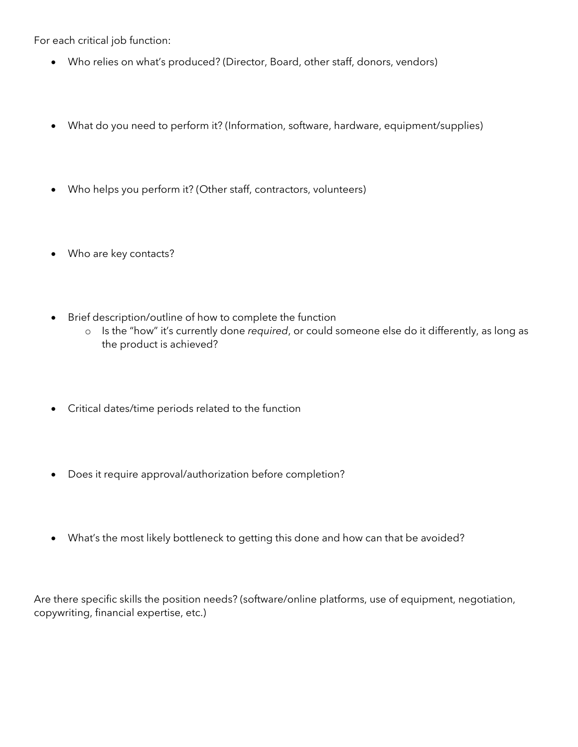For each critical job function:

- Who relies on what's produced? (Director, Board, other staff, donors, vendors)
- What do you need to perform it? (Information, software, hardware, equipment/supplies)
- Who helps you perform it? (Other staff, contractors, volunteers)
- Who are key contacts?
- Brief description/outline of how to complete the function
  - Is the "how" it's currently done *required*, or could someone else do it differently, as long as the product is achieved?
- Critical dates/time periods related to the function
- Does it require approval/authorization before completion?
- What's the most likely bottleneck to getting this done and how can that be avoided?

Are there specific skills the position needs? (software/online platforms, use of equipment, negotiation, copywriting, financial expertise, etc.)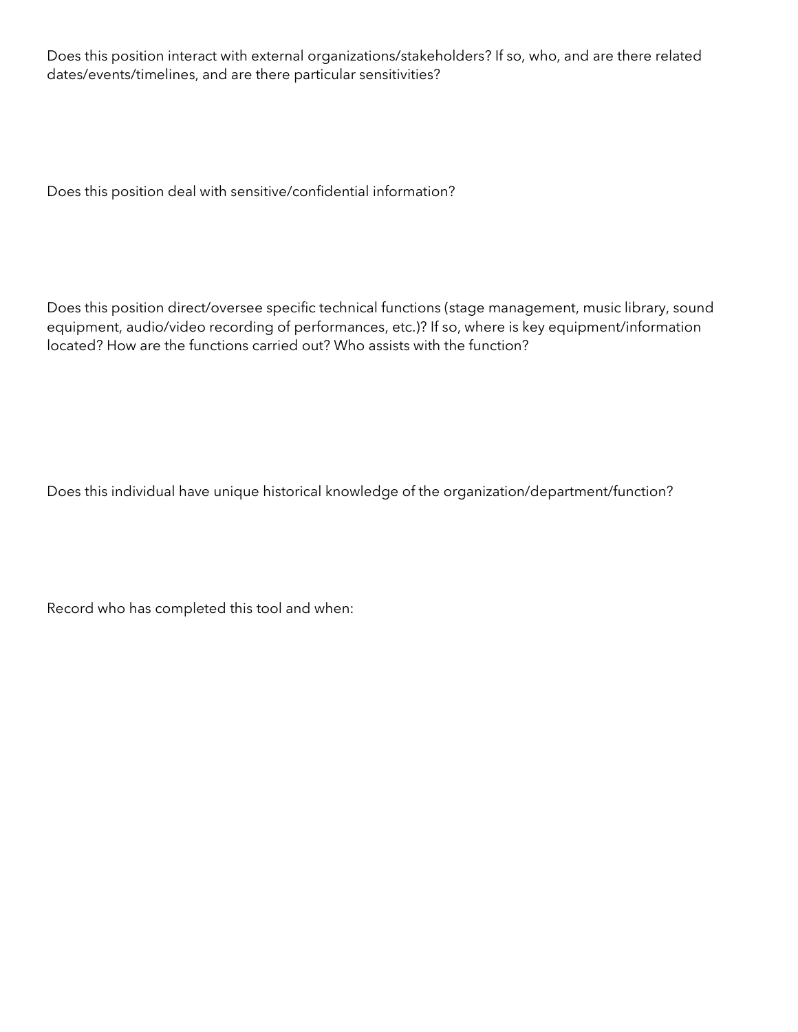Does this position interact with external organizations/stakeholders? If so, who, and are there related dates/events/timelines, and are there particular sensitivities?

Does this position deal with sensitive/confidential information?

Does this position direct/oversee specific technical functions (stage management, music library, sound equipment, audio/video recording of performances, etc.)? If so, where is key equipment/information located? How are the functions carried out? Who assists with the function?

Does this individual have unique historical knowledge of the organization/department/function?

Record who has completed this tool and when: